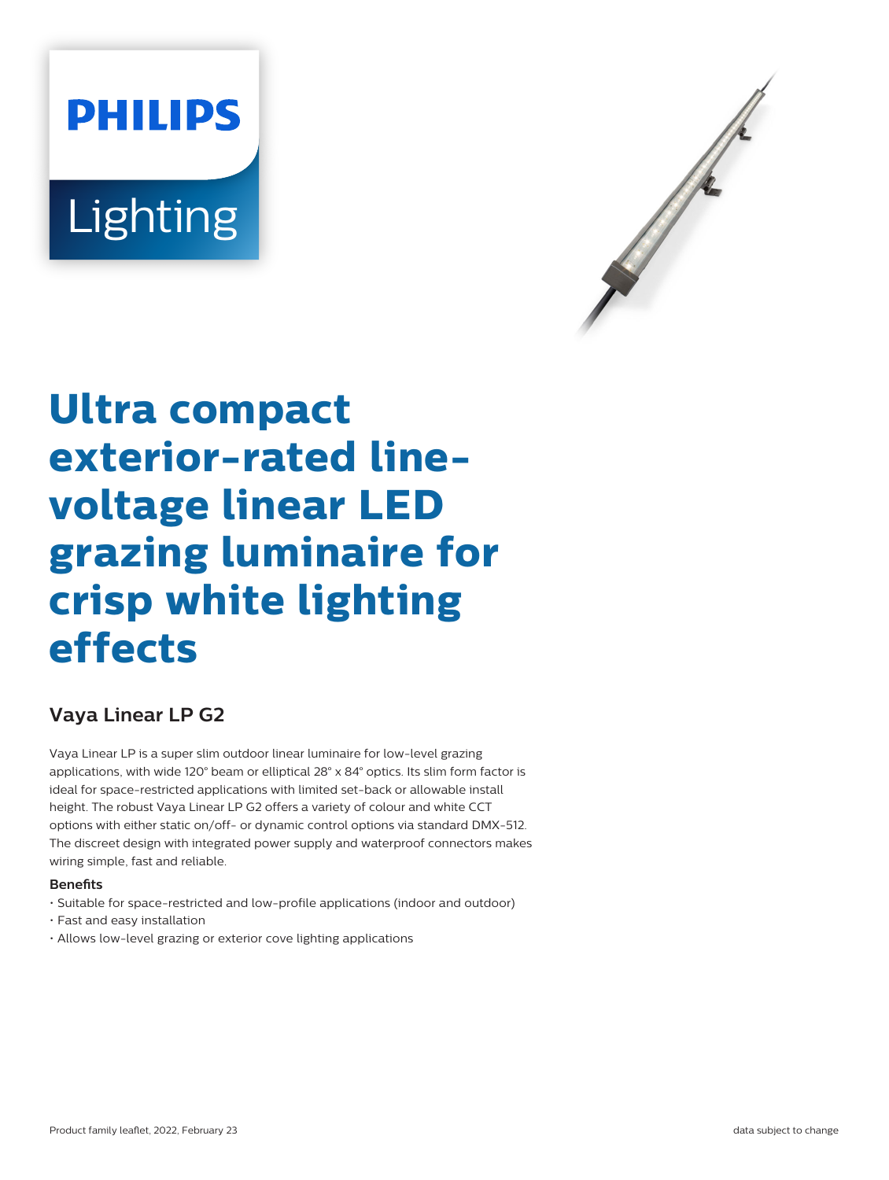# Ultra compact exterior-rated line-voltage linear LED grazing luminaire for crisp white lighting effects

## Vaya Linear LP G2

Vaya Linear LP is a super slim outdoor linear luminaire for low-level grazing applications, with wide 120° beam or elliptical 28° x 84° optics. Its slim form factor is ideal for space-restricted applications with limited set-back or allowable install height. The robust Vaya Linear LP G2 offers a variety of colour and white CCT options with either static on/off- or dynamic control options via standard DMX-512. The discreet design with integrated power supply and waterproof connectors makes wiring simple, fast and reliable.

**Benefits**

- Suitable for space-restricted and low-profile applications (indoor and outdoor)
- Fast and easy installation
- Allows low-level grazing or exterior cove lighting applications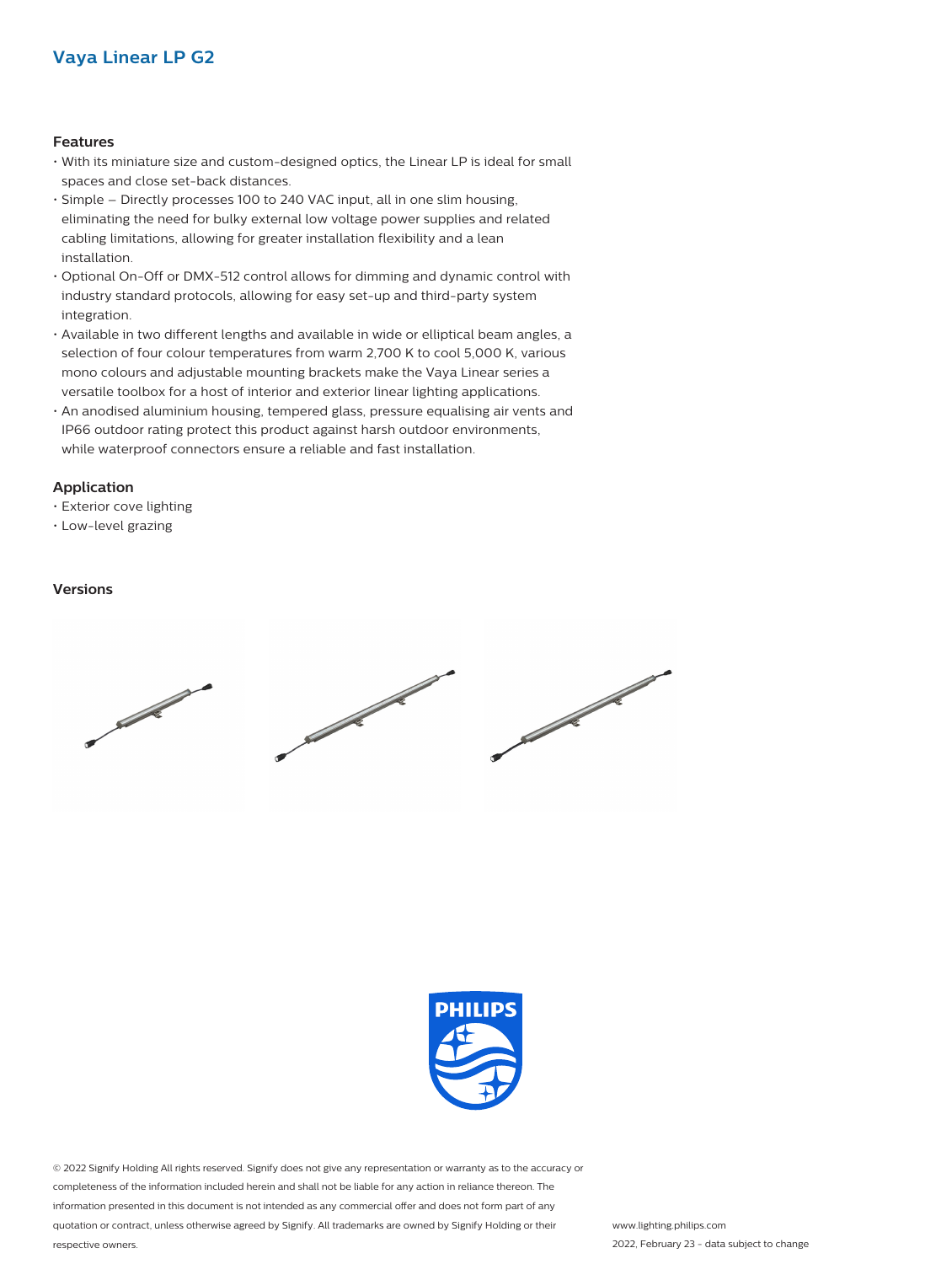# Vaya Linear LP G2

## Features

- With its miniature size and custom-designed optics, the Linear LP is ideal for small spaces and close set-back distances.
- Simple – Directly processes 100 to 240 VAC input, all in one slim housing, eliminating the need for bulky external low voltage power supplies and related cabling limitations, allowing for greater installation flexibility and a lean installation.
- Optional On-Off or DMX-512 control allows for dimming and dynamic control with industry standard protocols, allowing for easy set-up and third-party system integration.
- Available in two different lengths and available in wide or elliptical beam angles, a selection of four colour temperatures from warm 2,700 K to cool 5,000 K, various mono colours and adjustable mounting brackets make the Vaya Linear series a versatile toolbox for a host of interior and exterior linear lighting applications.
- An anodised aluminium housing, tempered glass, pressure equalising air vents and IP66 outdoor rating protect this product against harsh outdoor environments, while waterproof connectors ensure a reliable and fast installation.

## Application

- Exterior cove lighting
- Low-level grazing

## Versions

© 2022 Signify Holding All rights reserved. Signify does not give any representation or warranty as to the accuracy or completeness of the information included herein and shall not be liable for any action in reliance thereon. The information presented in this document is not intended as any commercial offer and does not form part of any quotation or contract, unless otherwise agreed by Signify. All trademarks are owned by Signify Holding or their respective owners.

www.lighting.philips.com

2022, February 23 - data subject to change